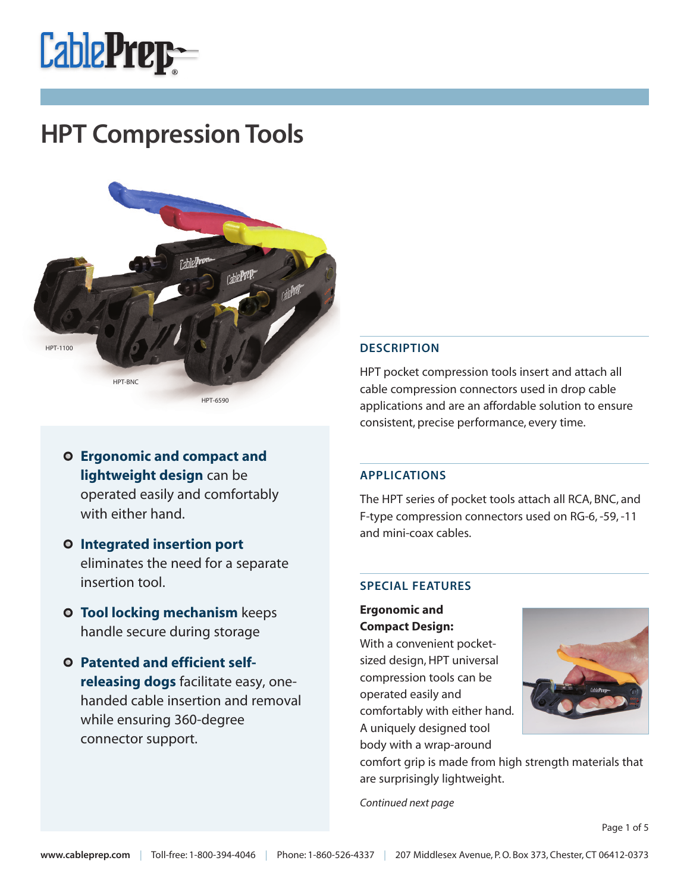# HPT Compression Tools

HPT-1100

HPT-BNC

HPT-6590

- **Ergonomic and compact and lightweight design** can be operated easily and comfortably with either hand.
- **Integrated insertion port** eliminates the need for a separate insertion tool.
- **Tool locking mechanism** keeps handle secure during storage
- **Patented and efficient self-releasing dogs** facilitate easy, one-handed cable insertion and removal while ensuring 360-degree connector support.

## DESCRIPTION

HPT pocket compression tools insert and attach all cable compression connectors used in drop cable applications and are an affordable solution to ensure consistent, precise performance, every time.

## APPLICATIONS

The HPT series of pocket tools attach all RCA, BNC, and F-type compression connectors used on RG-6, -59, -11 and mini-coax cables.

## SPECIAL FEATURES

**Ergonomic and Compact Design:**
With a convenient pocket-sized design, HPT universal compression tools can be operated easily and comfortably with either hand. A uniquely designed tool body with a wrap-around comfort grip is made from high strength materials that are surprisingly lightweight.

*Continued next page*

www.cableprep.com | Toll-free: 1-800-394-4046 | Phone: 1-860-526-4337 | 207 Middlesex Avenue, P. O. Box 373, Chester, CT 06412-0373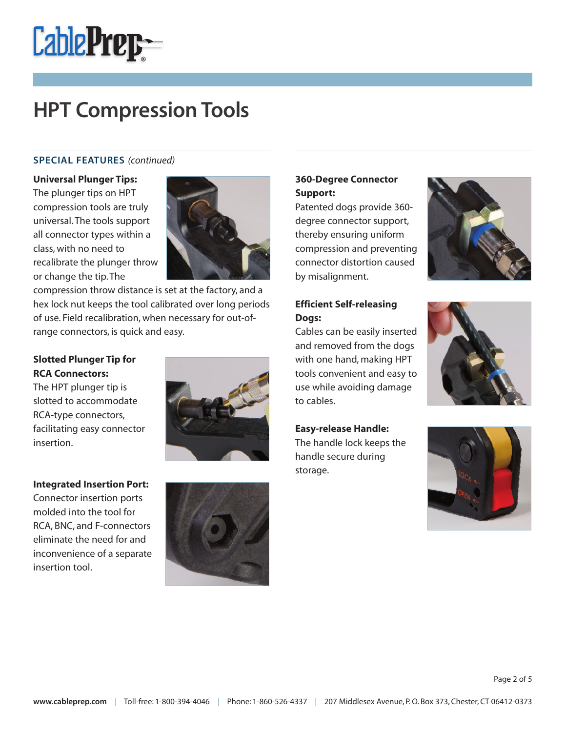# HPT Compression Tools

## SPECIAL FEATURES *(continued)*

**Universal Plunger Tips:**
The plunger tips on HPT compression tools are truly universal. The tools support all connector types within a class, with no need to recalibrate the plunger throw or change the tip. The compression throw distance is set at the factory, and a hex lock nut keeps the tool calibrated over long periods of use. Field recalibration, when necessary for out-of-range connectors, is quick and easy.

**Slotted Plunger Tip for RCA Connectors:**
The HPT plunger tip is slotted to accommodate RCA-type connectors, facilitating easy connector insertion.

**Integrated Insertion Port:**
Connector insertion ports molded into the tool for RCA, BNC, and F-connectors eliminate the need for and inconvenience of a separate insertion tool.

**360-Degree Connector Support:**
Patented dogs provide 360-degree connector support, thereby ensuring uniform compression and preventing connector distortion caused by misalignment.

**Efficient Self-releasing Dogs:**
Cables can be easily inserted and removed from the dogs with one hand, making HPT tools convenient and easy to use while avoiding damage to cables.

**Easy-release Handle:**
The handle lock keeps the handle secure during storage.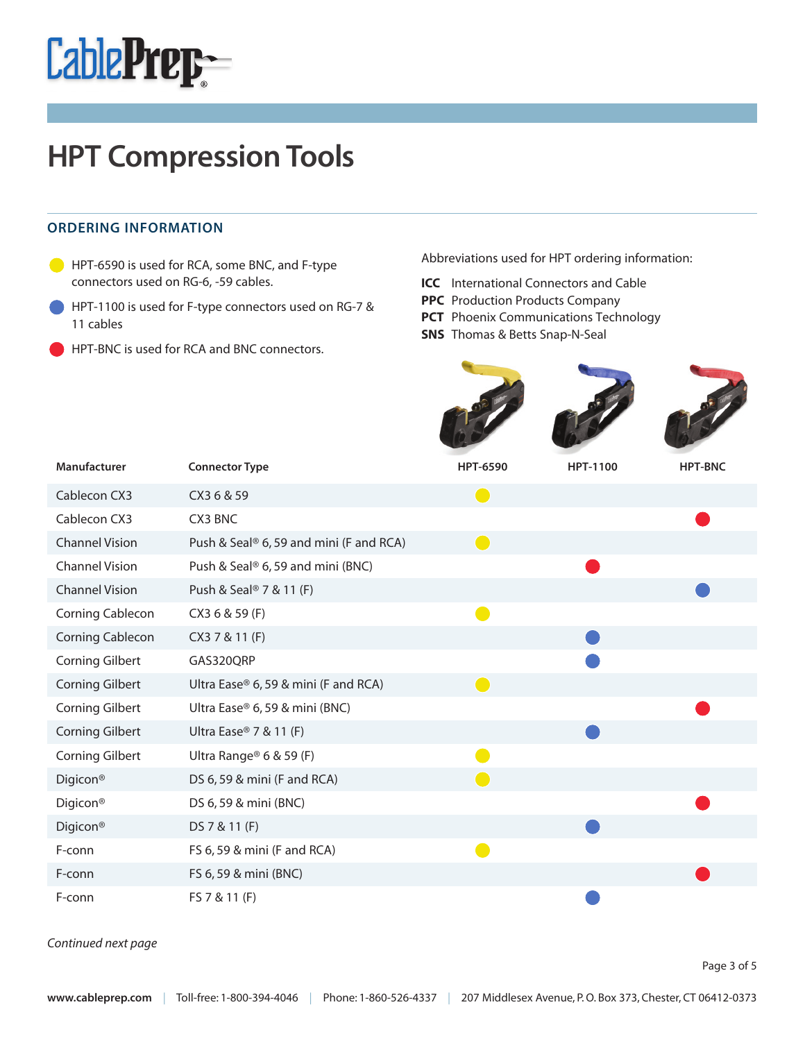# HPT Compression Tools

## ORDERING INFORMATION

- ● (yellow) HPT-6590 is used for RCA, some BNC, and F-type connectors used on RG-6, -59 cables.
- ● (blue) HPT-1100 is used for F-type connectors used on RG-7 & 11 cables
- ● (red) HPT-BNC is used for RCA and BNC connectors.

Abbreviations used for HPT ordering information:

**ICC** International Connectors and Cable
**PPC** Production Products Company
**PCT** Phoenix Communications Technology
**SNS** Thomas & Betts Snap-N-Seal

| Manufacturer | Connector Type | HPT-6590 | HPT-1100 | HPT-BNC |
|---|---|---|---|---|
| Cablecon CX3 | CX3 6 & 59 | ● (yellow) | | |
| Cablecon CX3 | CX3 BNC | | | ● (red) |
| Channel Vision | Push & Seal® 6, 59 and mini (F and RCA) | ● (yellow) | | |
| Channel Vision | Push & Seal® 6, 59 and mini (BNC) | | ● (red) | |
| Channel Vision | Push & Seal® 7 & 11 (F) | | | ● (blue) |
| Corning Cablecon | CX3 6 & 59 (F) | ● (yellow) | | |
| Corning Cablecon | CX3 7 & 11 (F) | | ● (blue) | |
| Corning Gilbert | GAS320QRP | | ● (blue) | |
| Corning Gilbert | Ultra Ease® 6, 59 & mini (F and RCA) | ● (yellow) | | |
| Corning Gilbert | Ultra Ease® 6, 59 & mini (BNC) | | | ● (red) |
| Corning Gilbert | Ultra Ease® 7 & 11 (F) | | ● (blue) | |
| Corning Gilbert | Ultra Range® 6 & 59 (F) | ● (yellow) | | |
| Digicon® | DS 6, 59 & mini (F and RCA) | ● (yellow) | | |
| Digicon® | DS 6, 59 & mini (BNC) | | | ● (red) |
| Digicon® | DS 7 & 11 (F) | | ● (blue) | |
| F-conn | FS 6, 59 & mini (F and RCA) | ● (yellow) | | |
| F-conn | FS 6, 59 & mini (BNC) | | | ● (red) |
| F-conn | FS 7 & 11 (F) | | ● (blue) | |

*Continued next page*

**www.cableprep.com** | Toll-free: 1-800-394-4046 | Phone: 1-860-526-4337 | 207 Middlesex Avenue, P. O. Box 373, Chester, CT 06412-0373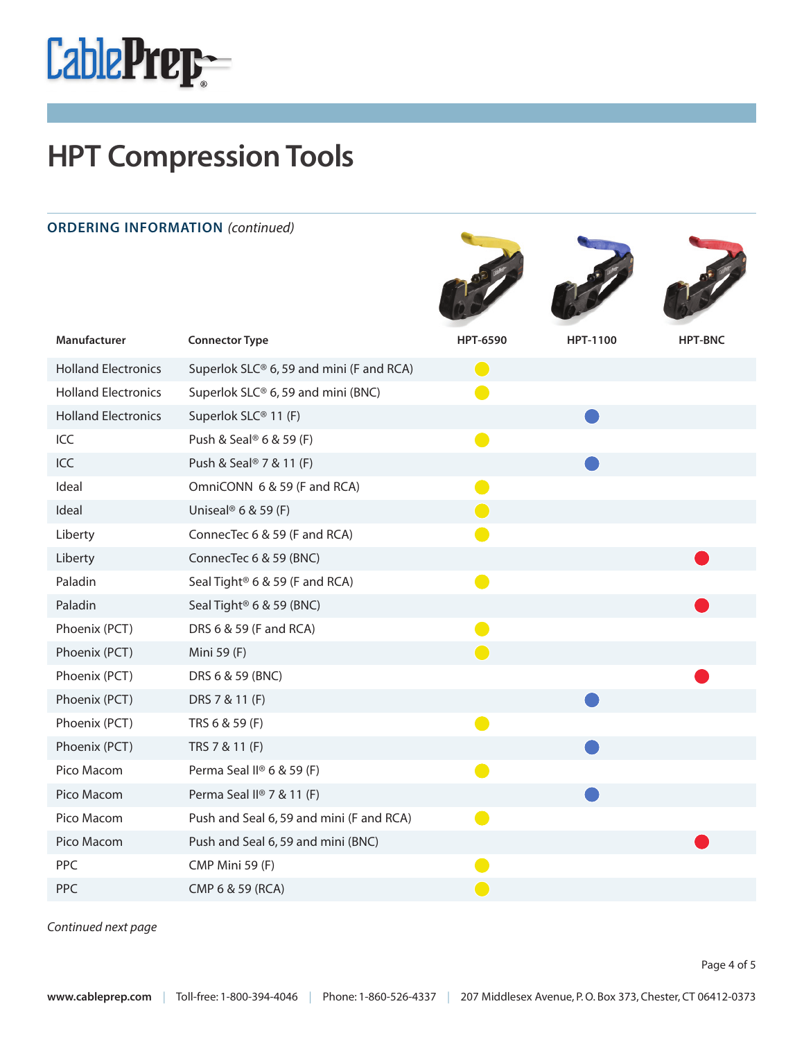# HPT Compression Tools

## ORDERING INFORMATION *(continued)*

| Manufacturer | Connector Type | HPT-6590 | HPT-1100 | HPT-BNC |
|---|---|---|---|---|
| Holland Electronics | Superlok SLC® 6, 59 and mini (F and RCA) | ● | | |
| Holland Electronics | Superlok SLC® 6, 59 and mini (BNC) | ● | | |
| Holland Electronics | Superlok SLC® 11 (F) | | ● | |
| ICC | Push & Seal® 6 & 59 (F) | ● | | |
| ICC | Push & Seal® 7 & 11 (F) | | ● | |
| Ideal | OmniCONN 6 & 59 (F and RCA) | ● | | |
| Ideal | Uniseal® 6 & 59 (F) | ● | | |
| Liberty | ConnecTec 6 & 59 (F and RCA) | ● | | |
| Liberty | ConnecTec 6 & 59 (BNC) | | | ● |
| Paladin | Seal Tight® 6 & 59 (F and RCA) | ● | | |
| Paladin | Seal Tight® 6 & 59 (BNC) | | | ● |
| Phoenix (PCT) | DRS 6 & 59 (F and RCA) | ● | | |
| Phoenix (PCT) | Mini 59 (F) | ● | | |
| Phoenix (PCT) | DRS 6 & 59 (BNC) | | | ● |
| Phoenix (PCT) | DRS 7 & 11 (F) | | ● | |
| Phoenix (PCT) | TRS 6 & 59 (F) | ● | | |
| Phoenix (PCT) | TRS 7 & 11 (F) | | ● | |
| Pico Macom | Perma Seal II® 6 & 59 (F) | ● | | |
| Pico Macom | Perma Seal II® 7 & 11 (F) | | ● | |
| Pico Macom | Push and Seal 6, 59 and mini (F and RCA) | ● | | |
| Pico Macom | Push and Seal 6, 59 and mini (BNC) | | | ● |
| PPC | CMP Mini 59 (F) | ● | | |
| PPC | CMP 6 & 59 (RCA) | ● | | |

*Continued next page*

www.cableprep.com | Toll-free: 1-800-394-4046 | Phone: 1-860-526-4337 | 207 Middlesex Avenue, P. O. Box 373, Chester, CT 06412-0373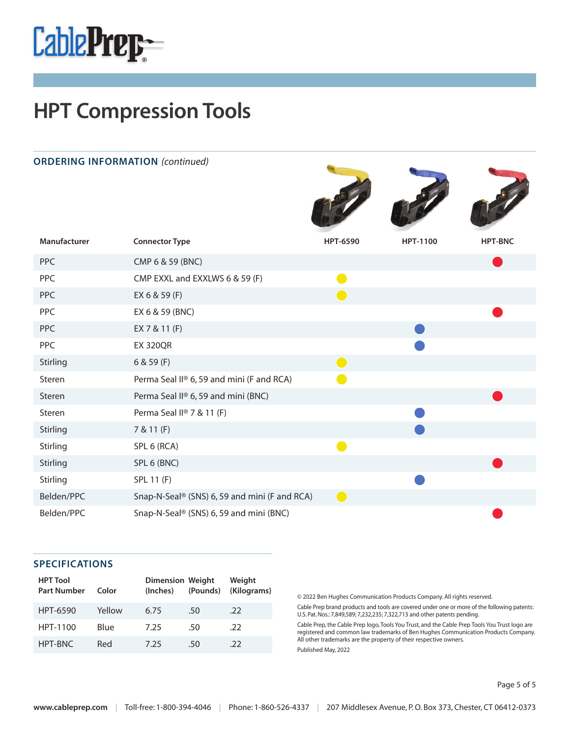# HPT Compression Tools

## ORDERING INFORMATION *(continued)*

| Manufacturer | Connector Type | HPT-6590 | HPT-1100 | HPT-BNC |
|---|---|---|---|---|
| PPC | CMP 6 & 59 (BNC) | | | ● |
| PPC | CMP EXXL and EXXLWS 6 & 59 (F) | ● | | |
| PPC | EX 6 & 59 (F) | ● | | |
| PPC | EX 6 & 59 (BNC) | | | ● |
| PPC | EX 7 & 11 (F) | | ● | |
| PPC | EX 320QR | | ● | |
| Stirling | 6 & 59 (F) | ● | | |
| Steren | Perma Seal II® 6, 59 and mini (F and RCA) | ● | | |
| Steren | Perma Seal II® 6, 59 and mini (BNC) | | | ● |
| Steren | Perma Seal II® 7 & 11 (F) | | ● | |
| Stirling | 7 & 11 (F) | | ● | |
| Stirling | SPL 6 (RCA) | ● | | |
| Stirling | SPL 6 (BNC) | | | ● |
| Stirling | SPL 11 (F) | | ● | |
| Belden/PPC | Snap-N-Seal® (SNS) 6, 59 and mini (F and RCA) | ● | | |
| Belden/PPC | Snap-N-Seal® (SNS) 6, 59 and mini (BNC) | | | ● |

## SPECIFICATIONS

| HPT Tool Part Number | Color | Dimension (Inches) | Weight (Pounds) | Weight (Kilograms) |
|---|---|---|---|---|
| HPT-6590 | Yellow | 6.75 | .50 | .22 |
| HPT-1100 | Blue | 7.25 | .50 | .22 |
| HPT-BNC | Red | 7.25 | .50 | .22 |

© 2022 Ben Hughes Communication Products Company. All rights reserved.

Cable Prep brand products and tools are covered under one or more of the following patents: U.S. Pat. Nos.: 7,849,589; 7,232,235; 7,322,713 and other patents pending.

Cable Prep, the Cable Prep logo, Tools You Trust, and the Cable Prep Tools You Trust logo are registered and common law trademarks of Ben Hughes Communication Products Company. All other trademarks are the property of their respective owners.

Published May, 2022

www.cableprep.com | Toll-free: 1-800-394-4046 | Phone: 1-860-526-4337 | 207 Middlesex Avenue, P. O. Box 373, Chester, CT 06412-0373